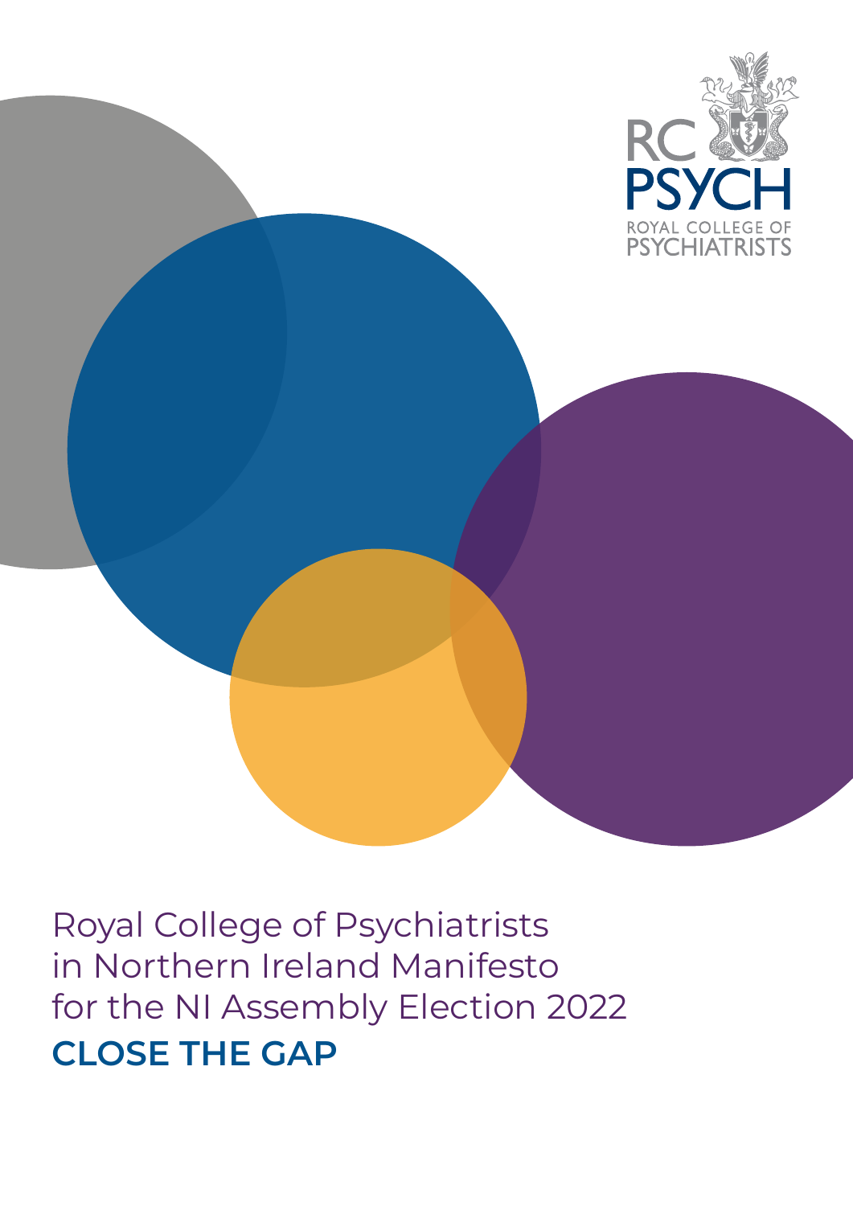RC PSYCH
ROYAL COLLEGE OF PSYCHIATRISTS

# Royal College of Psychiatrists in Northern Ireland Manifesto for the NI Assembly Election 2022

## CLOSE THE GAP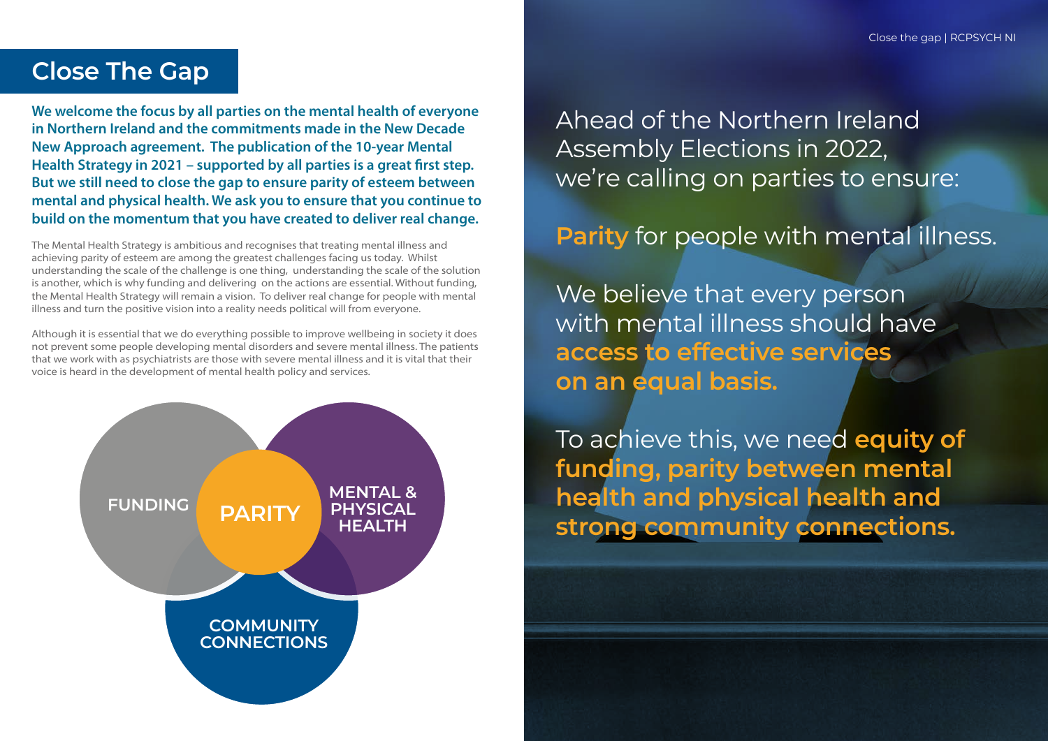# Close The Gap

**We welcome the focus by all parties on the mental health of everyone in Northern Ireland and the commitments made in the New Decade New Approach agreement. The publication of the 10-year Mental Health Strategy in 2021 – supported by all parties is a great first step. But we still need to close the gap to ensure parity of esteem between mental and physical health. We ask you to ensure that you continue to build on the momentum that you have created to deliver real change.**

The Mental Health Strategy is ambitious and recognises that treating mental illness and achieving parity of esteem are among the greatest challenges facing us today. Whilst understanding the scale of the challenge is one thing, understanding the scale of the solution is another, which is why funding and delivering on the actions are essential. Without funding, the Mental Health Strategy will remain a vision. To deliver real change for people with mental illness and turn the positive vision into a reality needs political will from everyone.

Although it is essential that we do everything possible to improve wellbeing in society it does not prevent some people developing mental disorders and severe mental illness. The patients that we work with as psychiatrists are those with severe mental illness and it is vital that their voice is heard in the development of mental health policy and services.

FUNDING

PARITY

MENTAL & PHYSICAL HEALTH

COMMUNITY CONNECTIONS

Ahead of the Northern Ireland Assembly Elections in 2022, we're calling on parties to ensure:

**Parity** for people with mental illness.

We believe that every person with mental illness should have **access to effective services on an equal basis.**

To achieve this, we need **equity of funding, parity between mental health and physical health and strong community connections.**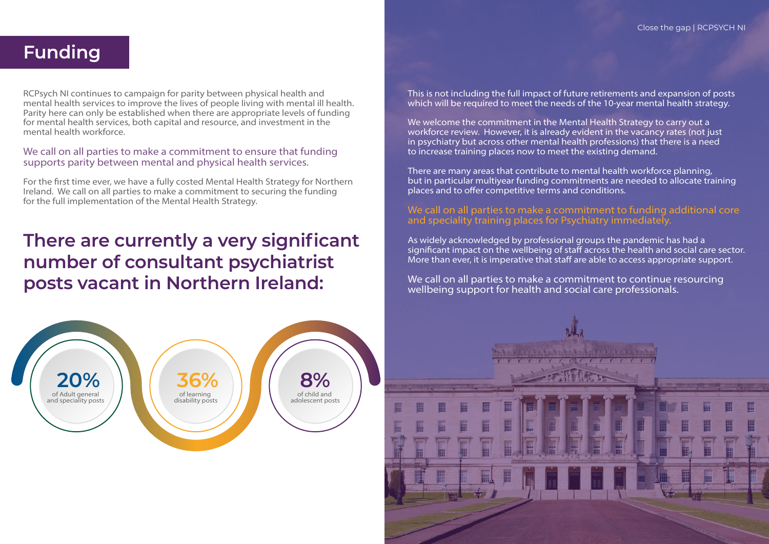# Funding

RCPsych NI continues to campaign for parity between physical health and mental health services to improve the lives of people living with mental ill health. Parity here can only be established when there are appropriate levels of funding for mental health services, both capital and resource, and investment in the mental health workforce.

We call on all parties to make a commitment to ensure that funding supports parity between mental and physical health services.

For the first time ever, we have a fully costed Mental Health Strategy for Northern Ireland. We call on all parties to make a commitment to securing the funding for the full implementation of the Mental Health Strategy.

## There are currently a very significant number of consultant psychiatrist posts vacant in Northern Ireland:

- **20%** of Adult general and speciality posts
- **36%** of learning disability posts
- **8%** of child and adolescent posts

This is not including the full impact of future retirements and expansion of posts which will be required to meet the needs of the 10-year mental health strategy.

We welcome the commitment in the Mental Health Strategy to carry out a workforce review. However, it is already evident in the vacancy rates (not just in psychiatry but across other mental health professions) that there is a need to increase training places now to meet the existing demand.

There are many areas that contribute to mental health workforce planning, but in particular multiyear funding commitments are needed to allocate training places and to offer competitive terms and conditions.

We call on all parties to make a commitment to funding additional core and speciality training places for Psychiatry immediately.

As widely acknowledged by professional groups the pandemic has had a significant impact on the wellbeing of staff across the health and social care sector. More than ever, it is imperative that staff are able to access appropriate support.

We call on all parties to make a commitment to continue resourcing wellbeing support for health and social care professionals.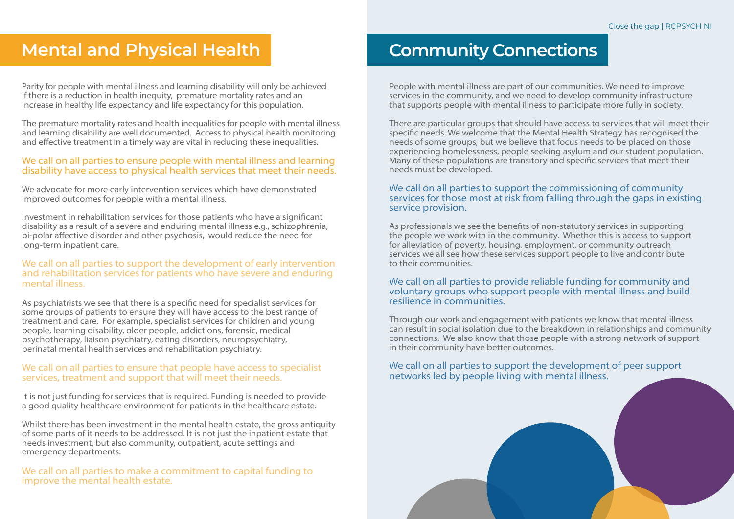## Mental and Physical Health

Parity for people with mental illness and learning disability will only be achieved if there is a reduction in health inequity, premature mortality rates and an increase in healthy life expectancy and life expectancy for this population.

The premature mortality rates and health inequalities for people with mental illness and learning disability are well documented. Access to physical health monitoring and effective treatment in a timely way are vital in reducing these inequalities.

We call on all parties to ensure people with mental illness and learning disability have access to physical health services that meet their needs.

We advocate for more early intervention services which have demonstrated improved outcomes for people with a mental illness.

Investment in rehabilitation services for those patients who have a significant disability as a result of a severe and enduring mental illness e.g., schizophrenia, bi-polar affective disorder and other psychosis, would reduce the need for long-term inpatient care.

We call on all parties to support the development of early intervention and rehabilitation services for patients who have severe and enduring mental illness.

As psychiatrists we see that there is a specific need for specialist services for some groups of patients to ensure they will have access to the best range of treatment and care. For example, specialist services for children and young people, learning disability, older people, addictions, forensic, medical psychotherapy, liaison psychiatry, eating disorders, neuropsychiatry, perinatal mental health services and rehabilitation psychiatry.

We call on all parties to ensure that people have access to specialist services, treatment and support that will meet their needs.

It is not just funding for services that is required. Funding is needed to provide a good quality healthcare environment for patients in the healthcare estate.

Whilst there has been investment in the mental health estate, the gross antiquity of some parts of it needs to be addressed. It is not just the inpatient estate that needs investment, but also community, outpatient, acute settings and emergency departments.

We call on all parties to make a commitment to capital funding to improve the mental health estate.

## Community Connections

People with mental illness are part of our communities. We need to improve services in the community, and we need to develop community infrastructure that supports people with mental illness to participate more fully in society.

There are particular groups that should have access to services that will meet their specific needs. We welcome that the Mental Health Strategy has recognised the needs of some groups, but we believe that focus needs to be placed on those experiencing homelessness, people seeking asylum and our student population. Many of these populations are transitory and specific services that meet their needs must be developed.

We call on all parties to support the commissioning of community services for those most at risk from falling through the gaps in existing service provision.

As professionals we see the benefits of non-statutory services in supporting the people we work with in the community. Whether this is access to support for alleviation of poverty, housing, employment, or community outreach services we all see how these services support people to live and contribute to their communities.

We call on all parties to provide reliable funding for community and voluntary groups who support people with mental illness and build resilience in communities.

Through our work and engagement with patients we know that mental illness can result in social isolation due to the breakdown in relationships and community connections. We also know that those people with a strong network of support in their community have better outcomes.

We call on all parties to support the development of peer support networks led by people living with mental illness.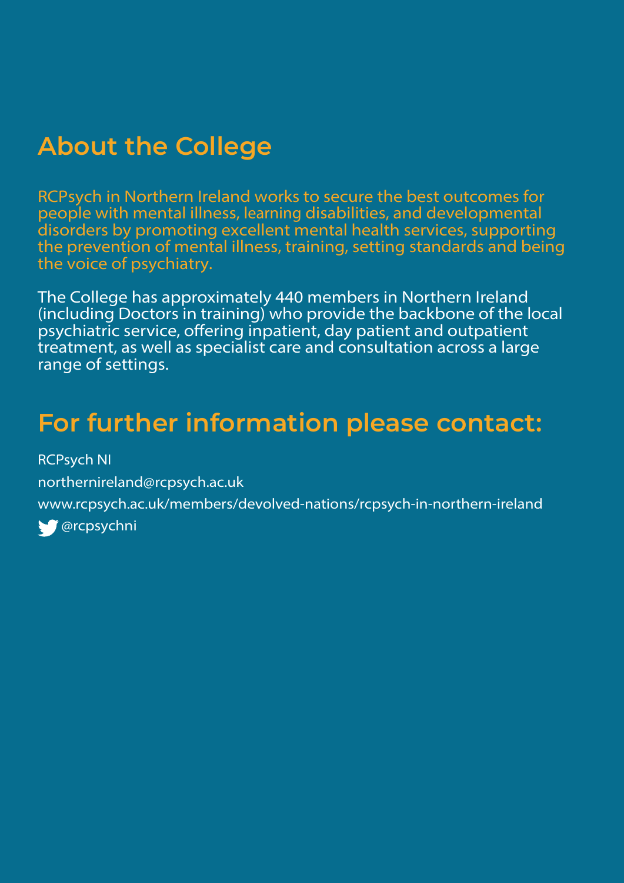## About the College

RCPsych in Northern Ireland works to secure the best outcomes for people with mental illness, learning disabilities, and developmental disorders by promoting excellent mental health services, supporting the prevention of mental illness, training, setting standards and being the voice of psychiatry.

The College has approximately 440 members in Northern Ireland (including Doctors in training) who provide the backbone of the local psychiatric service, offering inpatient, day patient and outpatient treatment, as well as specialist care and consultation across a large range of settings.

## For further information please contact:

RCPsych NI

northernireland@rcpsych.ac.uk

www.rcpsych.ac.uk/members/devolved-nations/rcpsych-in-northern-ireland

@rcpsychni